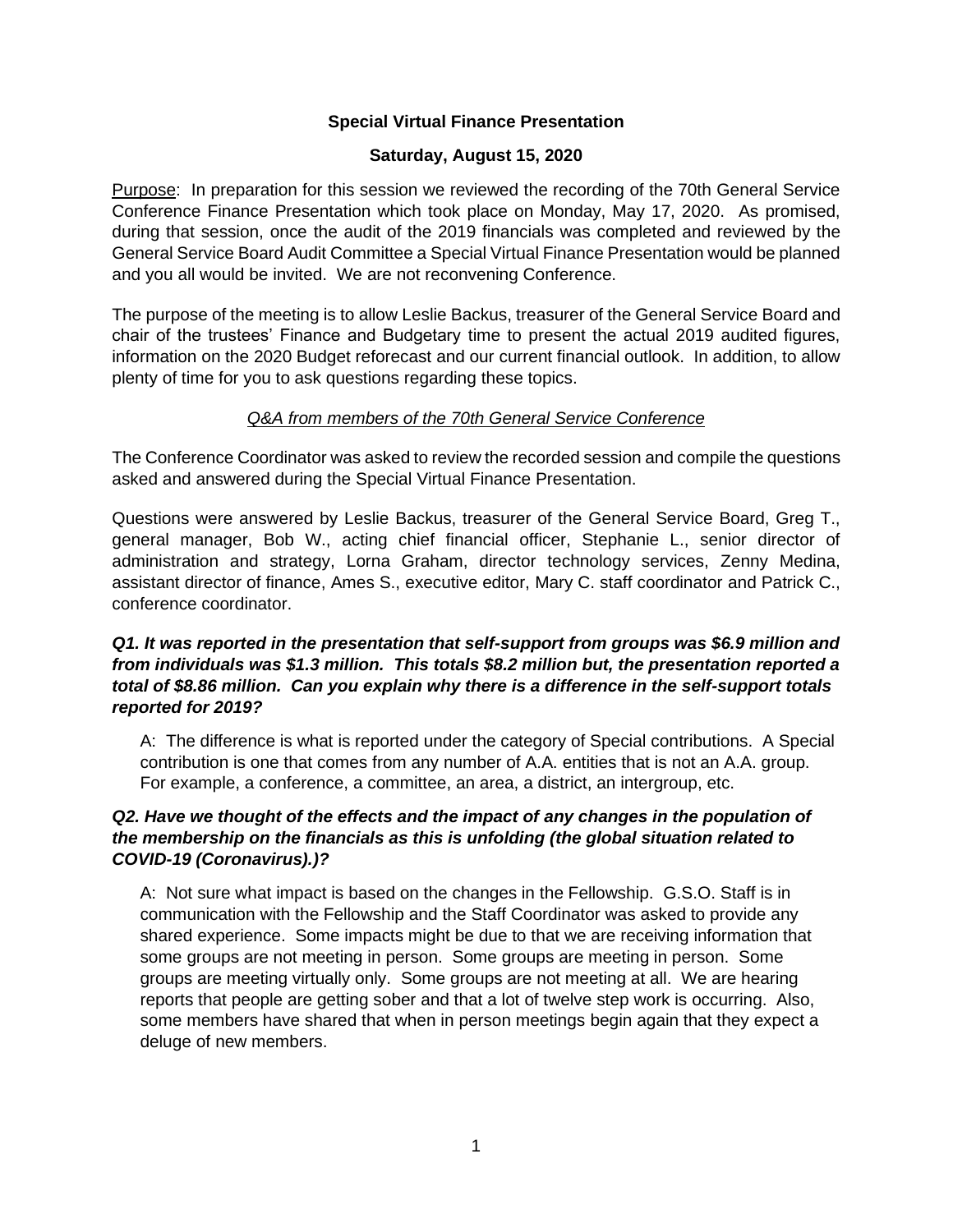**Special Virtual Finance Presentation**

**Saturday, August 15, 2020**

Purpose: In preparation for this session we reviewed the recording of the 70th General Service Conference Finance Presentation which took place on Monday, May 17, 2020. As promised, during that session, once the audit of the 2019 financials was completed and reviewed by the General Service Board Audit Committee a Special Virtual Finance Presentation would be planned and you all would be invited. We are not reconvening Conference.

The purpose of the meeting is to allow Leslie Backus, treasurer of the General Service Board and chair of the trustees' Finance and Budgetary time to present the actual 2019 audited figures, information on the 2020 Budget reforecast and our current financial outlook. In addition, to allow plenty of time for you to ask questions regarding these topics.

*Q&A from members of the 70th General Service Conference*

The Conference Coordinator was asked to review the recorded session and compile the questions asked and answered during the Special Virtual Finance Presentation.

Questions were answered by Leslie Backus, treasurer of the General Service Board, Greg T., general manager, Bob W., acting chief financial officer, Stephanie L., senior director of administration and strategy, Lorna Graham, director technology services, Zenny Medina, assistant director of finance, Ames S., executive editor, Mary C. staff coordinator and Patrick C., conference coordinator.

***Q1. It was reported in the presentation that self-support from groups was $6.9 million and from individuals was $1.3 million. This totals $8.2 million but, the presentation reported a total of $8.86 million. Can you explain why there is a difference in the self-support totals reported for 2019?***

A: The difference is what is reported under the category of Special contributions. A Special contribution is one that comes from any number of A.A. entities that is not an A.A. group. For example, a conference, a committee, an area, a district, an intergroup, etc.

***Q2. Have we thought of the effects and the impact of any changes in the population of the membership on the financials as this is unfolding (the global situation related to COVID-19 (Coronavirus).)?***

A: Not sure what impact is based on the changes in the Fellowship. G.S.O. Staff is in communication with the Fellowship and the Staff Coordinator was asked to provide any shared experience. Some impacts might be due to that we are receiving information that some groups are not meeting in person. Some groups are meeting in person. Some groups are meeting virtually only. Some groups are not meeting at all. We are hearing reports that people are getting sober and that a lot of twelve step work is occurring. Also, some members have shared that when in person meetings begin again that they expect a deluge of new members.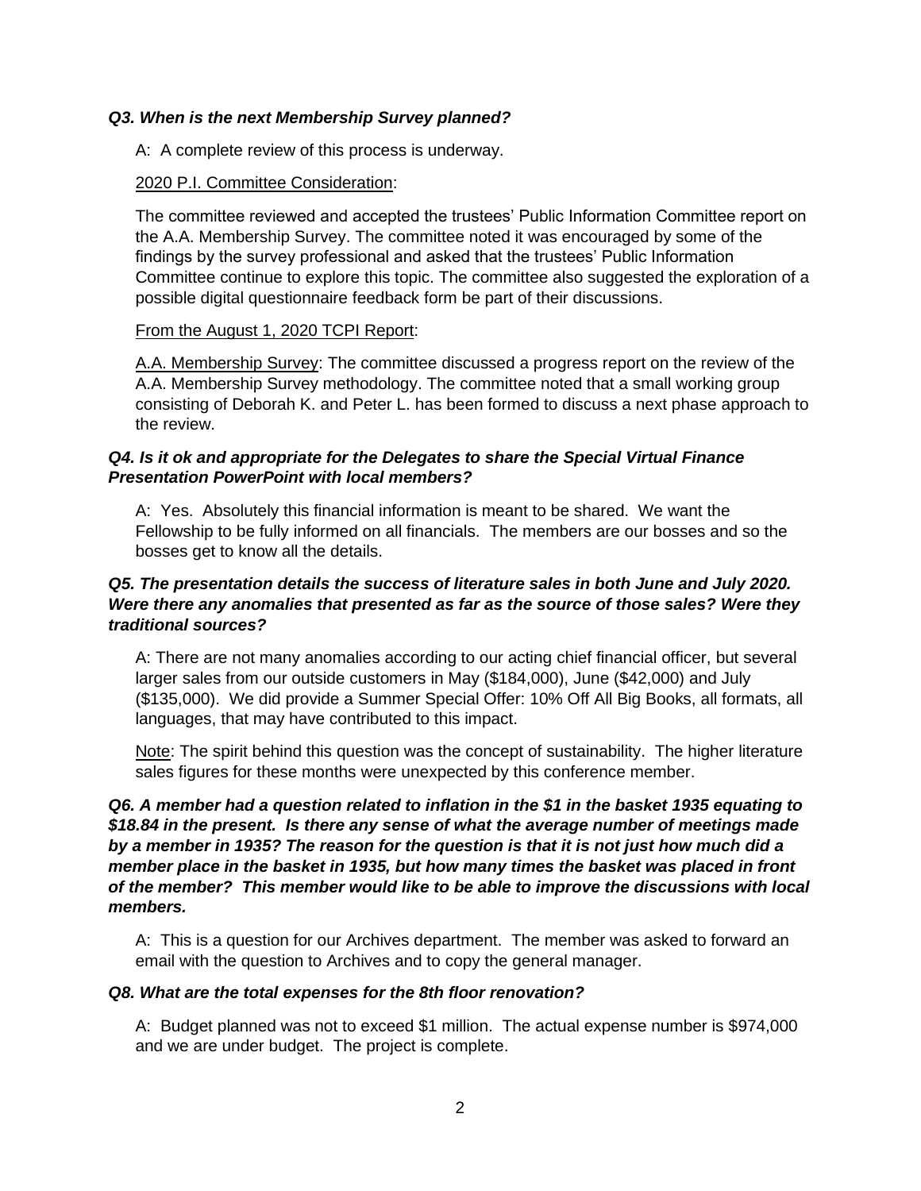***Q3. When is the next Membership Survey planned?***

A: A complete review of this process is underway.

<u>2020 P.I. Committee Consideration</u>:

The committee reviewed and accepted the trustees' Public Information Committee report on the A.A. Membership Survey. The committee noted it was encouraged by some of the findings by the survey professional and asked that the trustees' Public Information Committee continue to explore this topic. The committee also suggested the exploration of a possible digital questionnaire feedback form be part of their discussions.

<u>From the August 1, 2020 TCPI Report</u>:

<u>A.A. Membership Survey</u>: The committee discussed a progress report on the review of the A.A. Membership Survey methodology. The committee noted that a small working group consisting of Deborah K. and Peter L. has been formed to discuss a next phase approach to the review.

***Q4. Is it ok and appropriate for the Delegates to share the Special Virtual Finance Presentation PowerPoint with local members?***

A: Yes. Absolutely this financial information is meant to be shared. We want the Fellowship to be fully informed on all financials. The members are our bosses and so the bosses get to know all the details.

***Q5. The presentation details the success of literature sales in both June and July 2020. Were there any anomalies that presented as far as the source of those sales? Were they traditional sources?***

A: There are not many anomalies according to our acting chief financial officer, but several larger sales from our outside customers in May ($184,000), June ($42,000) and July ($135,000). We did provide a Summer Special Offer: 10% Off All Big Books, all formats, all languages, that may have contributed to this impact.

<u>Note</u>: The spirit behind this question was the concept of sustainability. The higher literature sales figures for these months were unexpected by this conference member.

***Q6. A member had a question related to inflation in the $1 in the basket 1935 equating to $18.84 in the present. Is there any sense of what the average number of meetings made by a member in 1935? The reason for the question is that it is not just how much did a member place in the basket in 1935, but how many times the basket was placed in front of the member? This member would like to be able to improve the discussions with local members.***

A: This is a question for our Archives department. The member was asked to forward an email with the question to Archives and to copy the general manager.

***Q8. What are the total expenses for the 8th floor renovation?***

A: Budget planned was not to exceed $1 million. The actual expense number is $974,000 and we are under budget. The project is complete.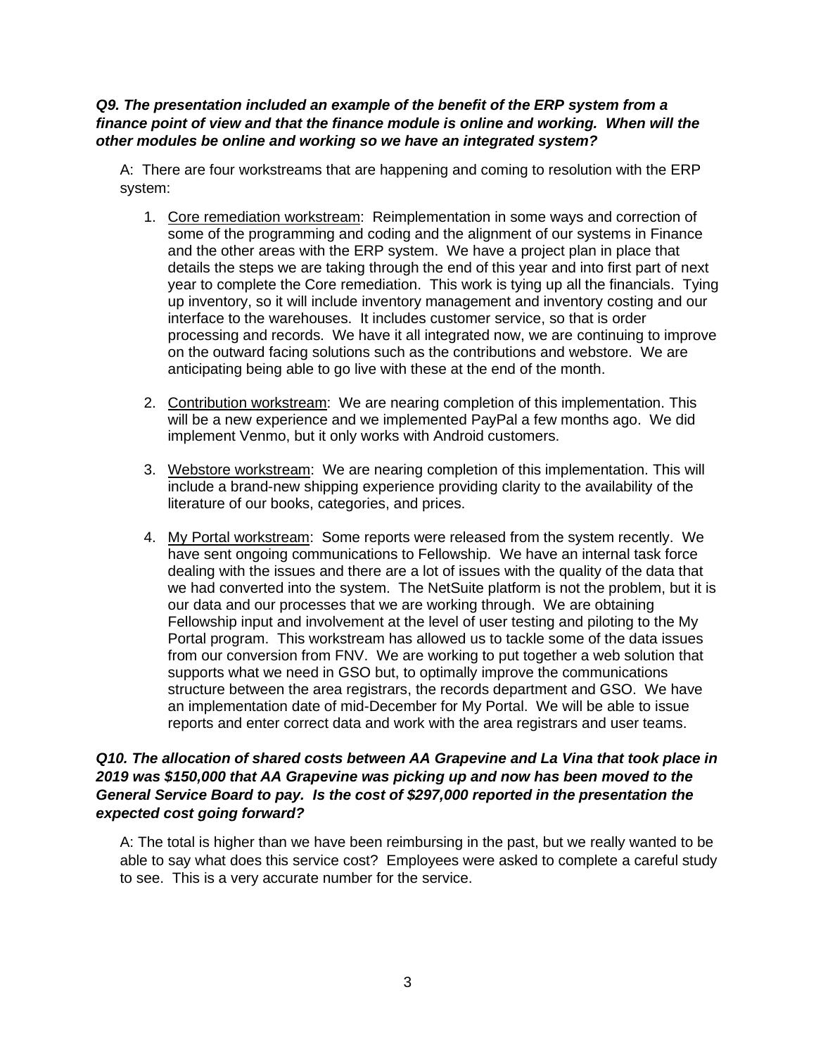***Q9. The presentation included an example of the benefit of the ERP system from a finance point of view and that the finance module is online and working. When will the other modules be online and working so we have an integrated system?***

A: There are four workstreams that are happening and coming to resolution with the ERP system:

1. Core remediation workstream: Reimplementation in some ways and correction of some of the programming and coding and the alignment of our systems in Finance and the other areas with the ERP system. We have a project plan in place that details the steps we are taking through the end of this year and into first part of next year to complete the Core remediation. This work is tying up all the financials. Tying up inventory, so it will include inventory management and inventory costing and our interface to the warehouses. It includes customer service, so that is order processing and records. We have it all integrated now, we are continuing to improve on the outward facing solutions such as the contributions and webstore. We are anticipating being able to go live with these at the end of the month.

2. Contribution workstream: We are nearing completion of this implementation. This will be a new experience and we implemented PayPal a few months ago. We did implement Venmo, but it only works with Android customers.

3. Webstore workstream: We are nearing completion of this implementation. This will include a brand-new shipping experience providing clarity to the availability of the literature of our books, categories, and prices.

4. My Portal workstream: Some reports were released from the system recently. We have sent ongoing communications to Fellowship. We have an internal task force dealing with the issues and there are a lot of issues with the quality of the data that we had converted into the system. The NetSuite platform is not the problem, but it is our data and our processes that we are working through. We are obtaining Fellowship input and involvement at the level of user testing and piloting to the My Portal program. This workstream has allowed us to tackle some of the data issues from our conversion from FNV. We are working to put together a web solution that supports what we need in GSO but, to optimally improve the communications structure between the area registrars, the records department and GSO. We have an implementation date of mid-December for My Portal. We will be able to issue reports and enter correct data and work with the area registrars and user teams.

***Q10. The allocation of shared costs between AA Grapevine and La Vina that took place in 2019 was $150,000 that AA Grapevine was picking up and now has been moved to the General Service Board to pay. Is the cost of $297,000 reported in the presentation the expected cost going forward?***

A: The total is higher than we have been reimbursing in the past, but we really wanted to be able to say what does this service cost? Employees were asked to complete a careful study to see. This is a very accurate number for the service.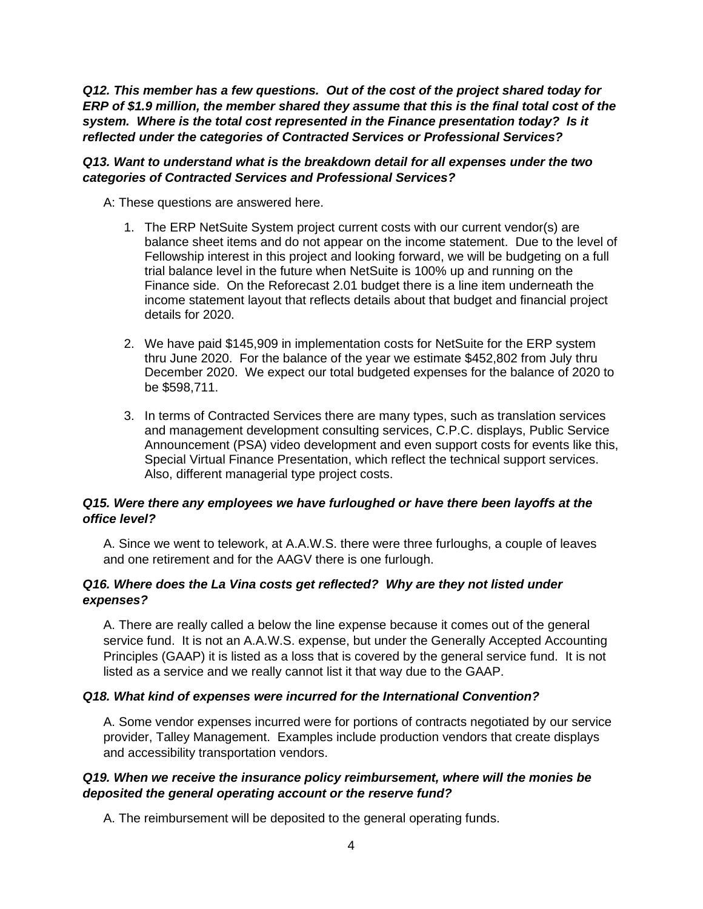***Q12. This member has a few questions. Out of the cost of the project shared today for ERP of $1.9 million, the member shared they assume that this is the final total cost of the system. Where is the total cost represented in the Finance presentation today? Is it reflected under the categories of Contracted Services or Professional Services?***

***Q13. Want to understand what is the breakdown detail for all expenses under the two categories of Contracted Services and Professional Services?***

A: These questions are answered here.

1. The ERP NetSuite System project current costs with our current vendor(s) are balance sheet items and do not appear on the income statement. Due to the level of Fellowship interest in this project and looking forward, we will be budgeting on a full trial balance level in the future when NetSuite is 100% up and running on the Finance side. On the Reforecast 2.01 budget there is a line item underneath the income statement layout that reflects details about that budget and financial project details for 2020.

2. We have paid $145,909 in implementation costs for NetSuite for the ERP system thru June 2020. For the balance of the year we estimate $452,802 from July thru December 2020. We expect our total budgeted expenses for the balance of 2020 to be $598,711.

3. In terms of Contracted Services there are many types, such as translation services and management development consulting services, C.P.C. displays, Public Service Announcement (PSA) video development and even support costs for events like this, Special Virtual Finance Presentation, which reflect the technical support services. Also, different managerial type project costs.

***Q15. Were there any employees we have furloughed or have there been layoffs at the office level?***

A. Since we went to telework, at A.A.W.S. there were three furloughs, a couple of leaves and one retirement and for the AAGV there is one furlough.

***Q16. Where does the La Vina costs get reflected? Why are they not listed under expenses?***

A. There are really called a below the line expense because it comes out of the general service fund. It is not an A.A.W.S. expense, but under the Generally Accepted Accounting Principles (GAAP) it is listed as a loss that is covered by the general service fund. It is not listed as a service and we really cannot list it that way due to the GAAP.

***Q18. What kind of expenses were incurred for the International Convention?***

A. Some vendor expenses incurred were for portions of contracts negotiated by our service provider, Talley Management. Examples include production vendors that create displays and accessibility transportation vendors.

***Q19. When we receive the insurance policy reimbursement, where will the monies be deposited the general operating account or the reserve fund?***

A. The reimbursement will be deposited to the general operating funds.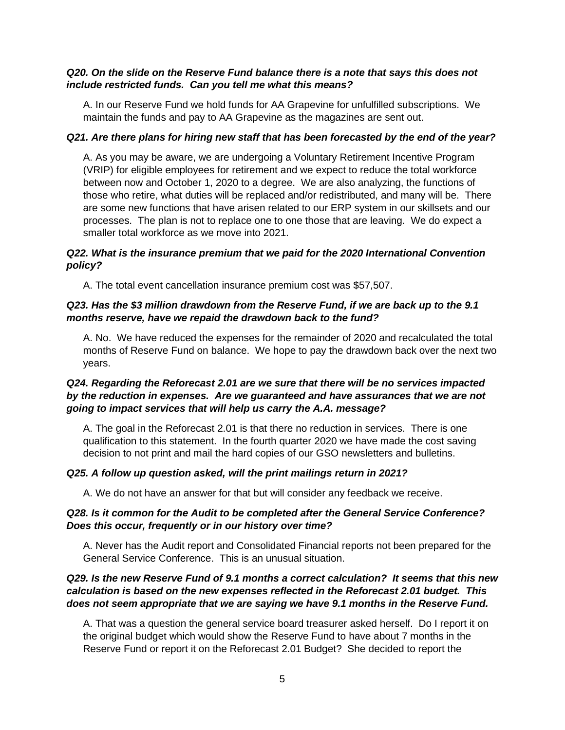***Q20. On the slide on the Reserve Fund balance there is a note that says this does not include restricted funds. Can you tell me what this means?***

A. In our Reserve Fund we hold funds for AA Grapevine for unfulfilled subscriptions. We maintain the funds and pay to AA Grapevine as the magazines are sent out.

***Q21. Are there plans for hiring new staff that has been forecasted by the end of the year?***

A. As you may be aware, we are undergoing a Voluntary Retirement Incentive Program (VRIP) for eligible employees for retirement and we expect to reduce the total workforce between now and October 1, 2020 to a degree. We are also analyzing, the functions of those who retire, what duties will be replaced and/or redistributed, and many will be. There are some new functions that have arisen related to our ERP system in our skillsets and our processes. The plan is not to replace one to one those that are leaving. We do expect a smaller total workforce as we move into 2021.

***Q22. What is the insurance premium that we paid for the 2020 International Convention policy?***

A. The total event cancellation insurance premium cost was $57,507.

***Q23. Has the $3 million drawdown from the Reserve Fund, if we are back up to the 9.1 months reserve, have we repaid the drawdown back to the fund?***

A. No. We have reduced the expenses for the remainder of 2020 and recalculated the total months of Reserve Fund on balance. We hope to pay the drawdown back over the next two years.

***Q24. Regarding the Reforecast 2.01 are we sure that there will be no services impacted by the reduction in expenses. Are we guaranteed and have assurances that we are not going to impact services that will help us carry the A.A. message?***

A. The goal in the Reforecast 2.01 is that there no reduction in services. There is one qualification to this statement. In the fourth quarter 2020 we have made the cost saving decision to not print and mail the hard copies of our GSO newsletters and bulletins.

***Q25. A follow up question asked, will the print mailings return in 2021?***

A. We do not have an answer for that but will consider any feedback we receive.

***Q28. Is it common for the Audit to be completed after the General Service Conference? Does this occur, frequently or in our history over time?***

A. Never has the Audit report and Consolidated Financial reports not been prepared for the General Service Conference. This is an unusual situation.

***Q29. Is the new Reserve Fund of 9.1 months a correct calculation? It seems that this new calculation is based on the new expenses reflected in the Reforecast 2.01 budget. This does not seem appropriate that we are saying we have 9.1 months in the Reserve Fund.***

A. That was a question the general service board treasurer asked herself. Do I report it on the original budget which would show the Reserve Fund to have about 7 months in the Reserve Fund or report it on the Reforecast 2.01 Budget? She decided to report the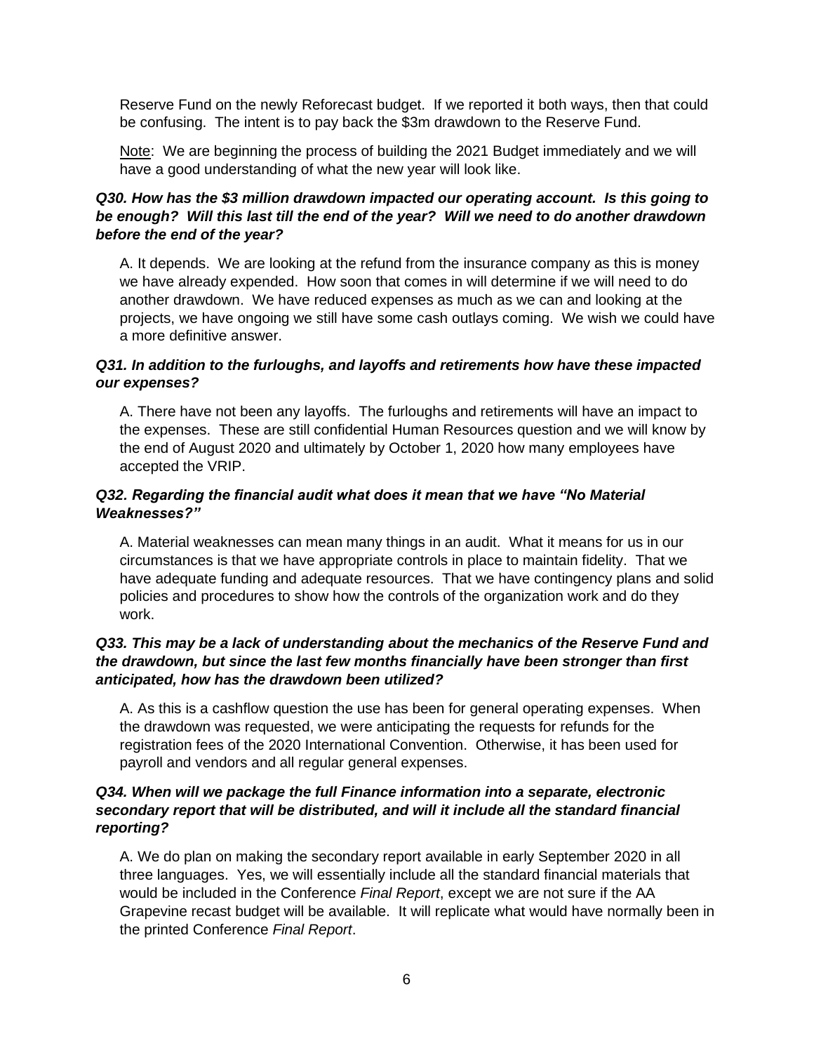Reserve Fund on the newly Reforecast budget. If we reported it both ways, then that could be confusing. The intent is to pay back the $3m drawdown to the Reserve Fund.

Note: We are beginning the process of building the 2021 Budget immediately and we will have a good understanding of what the new year will look like.

***Q30. How has the $3 million drawdown impacted our operating account. Is this going to be enough? Will this last till the end of the year? Will we need to do another drawdown before the end of the year?***

A. It depends. We are looking at the refund from the insurance company as this is money we have already expended. How soon that comes in will determine if we will need to do another drawdown. We have reduced expenses as much as we can and looking at the projects, we have ongoing we still have some cash outlays coming. We wish we could have a more definitive answer.

***Q31. In addition to the furloughs, and layoffs and retirements how have these impacted our expenses?***

A. There have not been any layoffs. The furloughs and retirements will have an impact to the expenses. These are still confidential Human Resources question and we will know by the end of August 2020 and ultimately by October 1, 2020 how many employees have accepted the VRIP.

***Q32. Regarding the financial audit what does it mean that we have "No Material Weaknesses?"***

A. Material weaknesses can mean many things in an audit. What it means for us in our circumstances is that we have appropriate controls in place to maintain fidelity. That we have adequate funding and adequate resources. That we have contingency plans and solid policies and procedures to show how the controls of the organization work and do they work.

***Q33. This may be a lack of understanding about the mechanics of the Reserve Fund and the drawdown, but since the last few months financially have been stronger than first anticipated, how has the drawdown been utilized?***

A. As this is a cashflow question the use has been for general operating expenses. When the drawdown was requested, we were anticipating the requests for refunds for the registration fees of the 2020 International Convention. Otherwise, it has been used for payroll and vendors and all regular general expenses.

***Q34. When will we package the full Finance information into a separate, electronic secondary report that will be distributed, and will it include all the standard financial reporting?***

A. We do plan on making the secondary report available in early September 2020 in all three languages. Yes, we will essentially include all the standard financial materials that would be included in the Conference *Final Report*, except we are not sure if the AA Grapevine recast budget will be available. It will replicate what would have normally been in the printed Conference *Final Report*.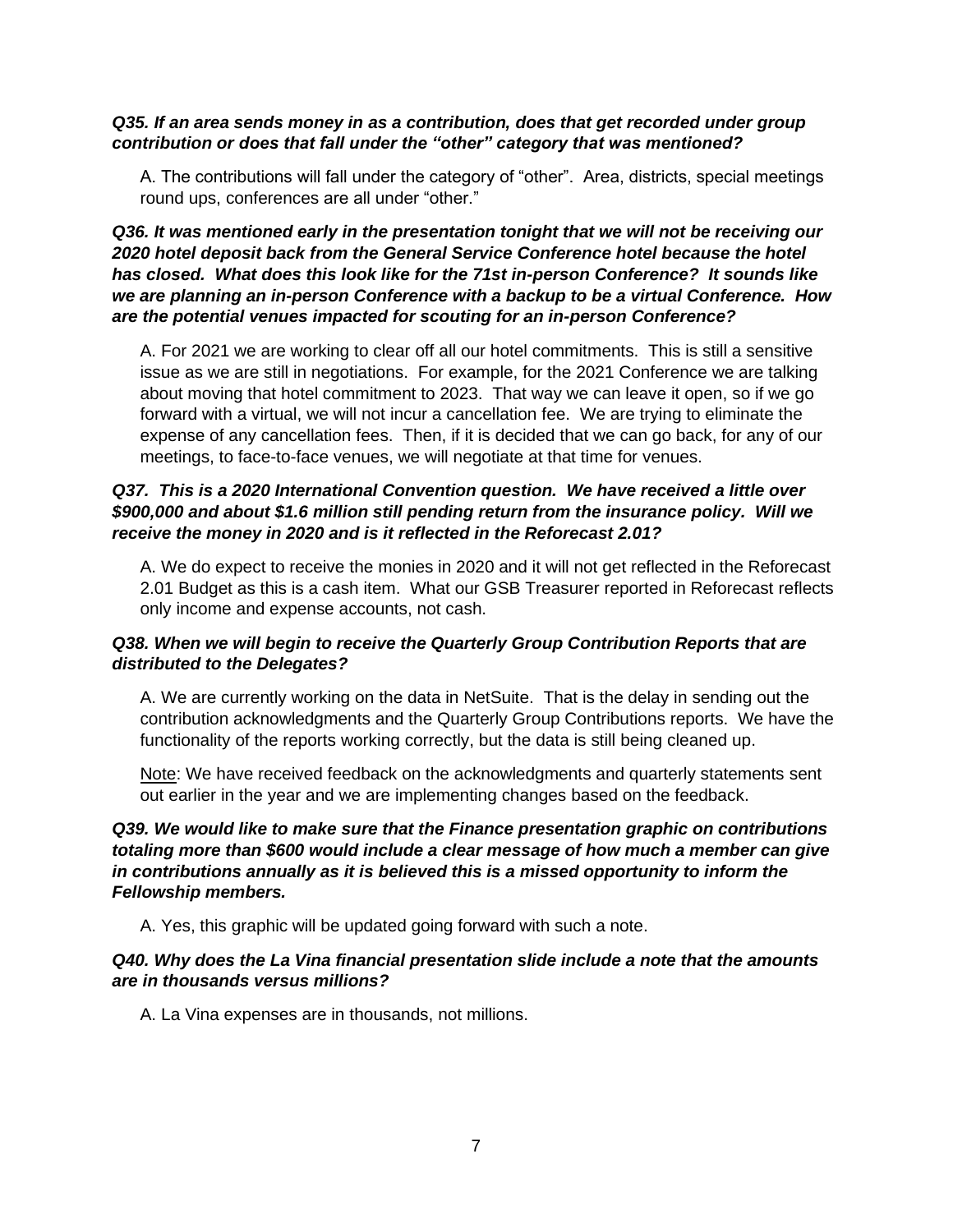***Q35. If an area sends money in as a contribution, does that get recorded under group contribution or does that fall under the "other" category that was mentioned?***

A. The contributions will fall under the category of "other". Area, districts, special meetings round ups, conferences are all under "other."

***Q36. It was mentioned early in the presentation tonight that we will not be receiving our 2020 hotel deposit back from the General Service Conference hotel because the hotel has closed. What does this look like for the 71st in-person Conference? It sounds like we are planning an in-person Conference with a backup to be a virtual Conference. How are the potential venues impacted for scouting for an in-person Conference?***

A. For 2021 we are working to clear off all our hotel commitments. This is still a sensitive issue as we are still in negotiations. For example, for the 2021 Conference we are talking about moving that hotel commitment to 2023. That way we can leave it open, so if we go forward with a virtual, we will not incur a cancellation fee. We are trying to eliminate the expense of any cancellation fees. Then, if it is decided that we can go back, for any of our meetings, to face-to-face venues, we will negotiate at that time for venues.

***Q37. This is a 2020 International Convention question. We have received a little over $900,000 and about $1.6 million still pending return from the insurance policy. Will we receive the money in 2020 and is it reflected in the Reforecast 2.01?***

A. We do expect to receive the monies in 2020 and it will not get reflected in the Reforecast 2.01 Budget as this is a cash item. What our GSB Treasurer reported in Reforecast reflects only income and expense accounts, not cash.

***Q38. When we will begin to receive the Quarterly Group Contribution Reports that are distributed to the Delegates?***

A. We are currently working on the data in NetSuite. That is the delay in sending out the contribution acknowledgments and the Quarterly Group Contributions reports. We have the functionality of the reports working correctly, but the data is still being cleaned up.

<u>Note</u>: We have received feedback on the acknowledgments and quarterly statements sent out earlier in the year and we are implementing changes based on the feedback.

***Q39. We would like to make sure that the Finance presentation graphic on contributions totaling more than $600 would include a clear message of how much a member can give in contributions annually as it is believed this is a missed opportunity to inform the Fellowship members.***

A. Yes, this graphic will be updated going forward with such a note.

***Q40. Why does the La Vina financial presentation slide include a note that the amounts are in thousands versus millions?***

A. La Vina expenses are in thousands, not millions.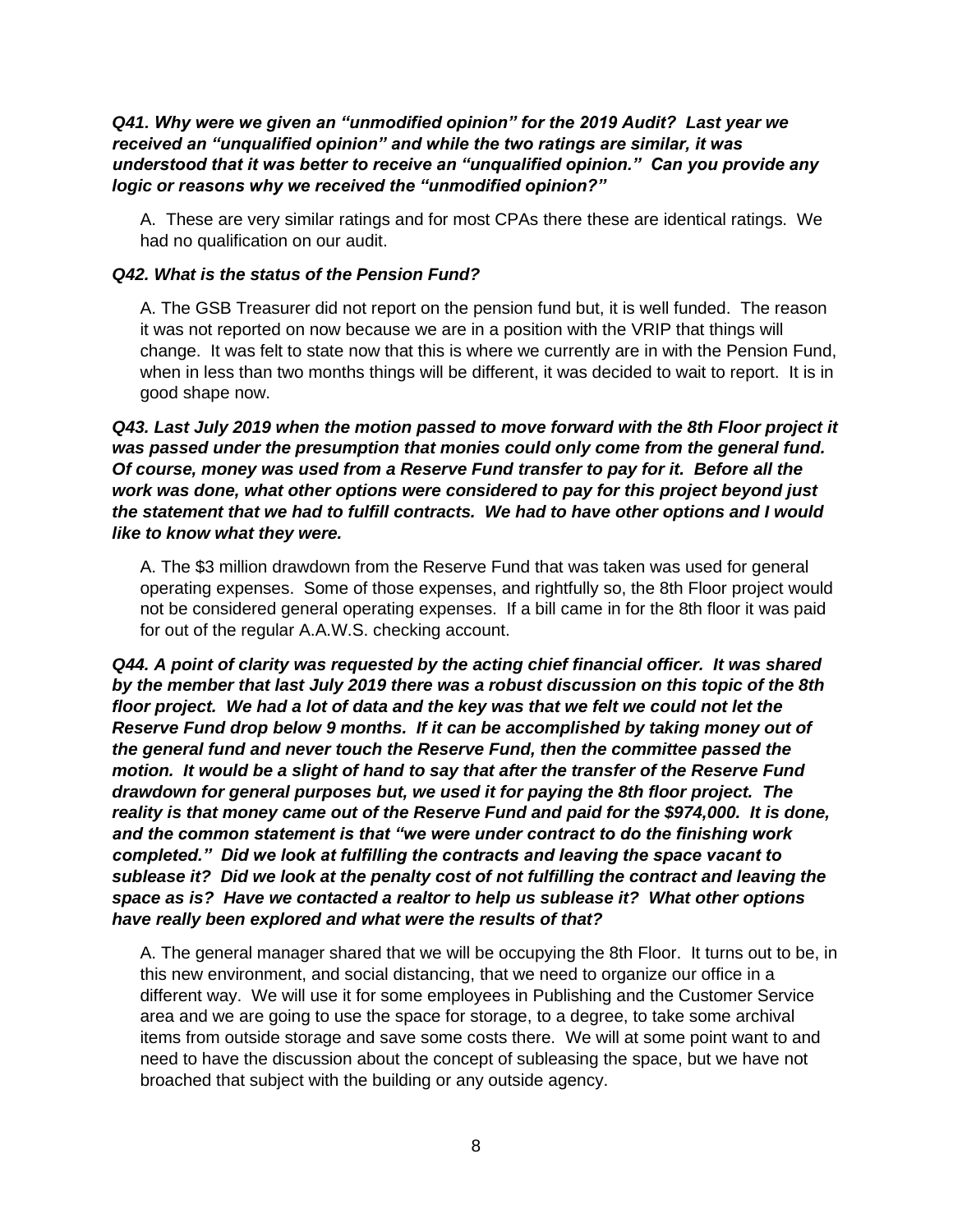***Q41. Why were we given an "unmodified opinion" for the 2019 Audit? Last year we received an "unqualified opinion" and while the two ratings are similar, it was understood that it was better to receive an "unqualified opinion." Can you provide any logic or reasons why we received the "unmodified opinion?"***

A. These are very similar ratings and for most CPAs there these are identical ratings. We had no qualification on our audit.

***Q42. What is the status of the Pension Fund?***

A. The GSB Treasurer did not report on the pension fund but, it is well funded. The reason it was not reported on now because we are in a position with the VRIP that things will change. It was felt to state now that this is where we currently are in with the Pension Fund, when in less than two months things will be different, it was decided to wait to report. It is in good shape now.

***Q43. Last July 2019 when the motion passed to move forward with the 8th Floor project it was passed under the presumption that monies could only come from the general fund. Of course, money was used from a Reserve Fund transfer to pay for it. Before all the work was done, what other options were considered to pay for this project beyond just the statement that we had to fulfill contracts. We had to have other options and I would like to know what they were.***

A. The $3 million drawdown from the Reserve Fund that was taken was used for general operating expenses. Some of those expenses, and rightfully so, the 8th Floor project would not be considered general operating expenses. If a bill came in for the 8th floor it was paid for out of the regular A.A.W.S. checking account.

***Q44. A point of clarity was requested by the acting chief financial officer. It was shared by the member that last July 2019 there was a robust discussion on this topic of the 8th floor project. We had a lot of data and the key was that we felt we could not let the Reserve Fund drop below 9 months. If it can be accomplished by taking money out of the general fund and never touch the Reserve Fund, then the committee passed the motion. It would be a slight of hand to say that after the transfer of the Reserve Fund drawdown for general purposes but, we used it for paying the 8th floor project. The reality is that money came out of the Reserve Fund and paid for the $974,000. It is done, and the common statement is that "we were under contract to do the finishing work completed." Did we look at fulfilling the contracts and leaving the space vacant to sublease it? Did we look at the penalty cost of not fulfilling the contract and leaving the space as is? Have we contacted a realtor to help us sublease it? What other options have really been explored and what were the results of that?***

A. The general manager shared that we will be occupying the 8th Floor. It turns out to be, in this new environment, and social distancing, that we need to organize our office in a different way. We will use it for some employees in Publishing and the Customer Service area and we are going to use the space for storage, to a degree, to take some archival items from outside storage and save some costs there. We will at some point want to and need to have the discussion about the concept of subleasing the space, but we have not broached that subject with the building or any outside agency.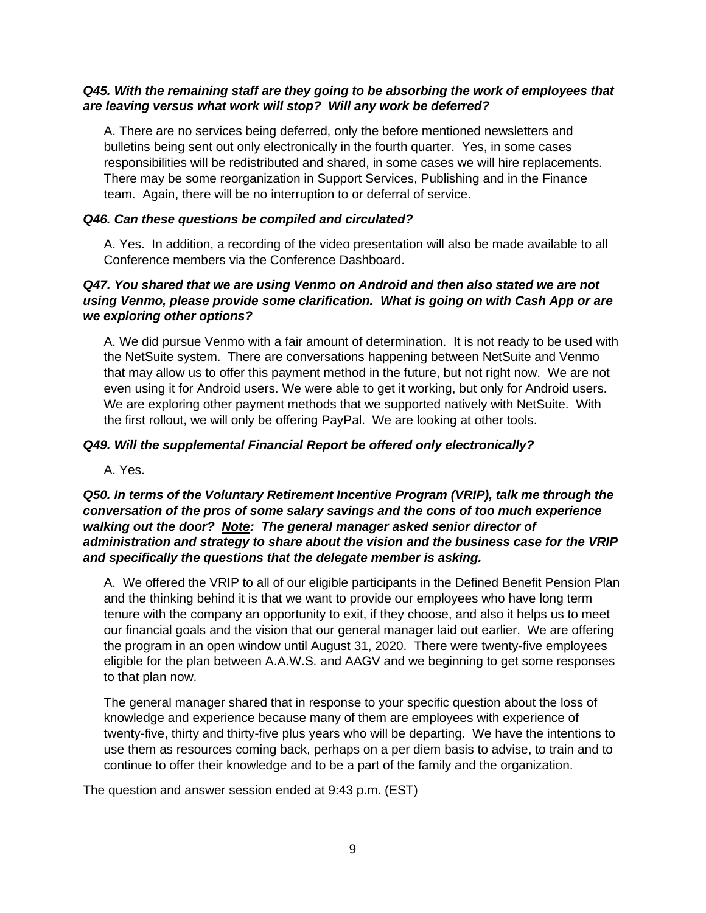***Q45. With the remaining staff are they going to be absorbing the work of employees that are leaving versus what work will stop? Will any work be deferred?***

A. There are no services being deferred, only the before mentioned newsletters and bulletins being sent out only electronically in the fourth quarter. Yes, in some cases responsibilities will be redistributed and shared, in some cases we will hire replacements. There may be some reorganization in Support Services, Publishing and in the Finance team. Again, there will be no interruption to or deferral of service.

***Q46. Can these questions be compiled and circulated?***

A. Yes. In addition, a recording of the video presentation will also be made available to all Conference members via the Conference Dashboard.

***Q47. You shared that we are using Venmo on Android and then also stated we are not using Venmo, please provide some clarification. What is going on with Cash App or are we exploring other options?***

A. We did pursue Venmo with a fair amount of determination. It is not ready to be used with the NetSuite system. There are conversations happening between NetSuite and Venmo that may allow us to offer this payment method in the future, but not right now. We are not even using it for Android users. We were able to get it working, but only for Android users. We are exploring other payment methods that we supported natively with NetSuite. With the first rollout, we will only be offering PayPal. We are looking at other tools.

***Q49. Will the supplemental Financial Report be offered only electronically?***

A. Yes.

***Q50. In terms of the Voluntary Retirement Incentive Program (VRIP), talk me through the conversation of the pros of some salary savings and the cons of too much experience walking out the door? <u>Note</u>: The general manager asked senior director of administration and strategy to share about the vision and the business case for the VRIP and specifically the questions that the delegate member is asking.***

A. We offered the VRIP to all of our eligible participants in the Defined Benefit Pension Plan and the thinking behind it is that we want to provide our employees who have long term tenure with the company an opportunity to exit, if they choose, and also it helps us to meet our financial goals and the vision that our general manager laid out earlier. We are offering the program in an open window until August 31, 2020. There were twenty-five employees eligible for the plan between A.A.W.S. and AAGV and we beginning to get some responses to that plan now.

The general manager shared that in response to your specific question about the loss of knowledge and experience because many of them are employees with experience of twenty-five, thirty and thirty-five plus years who will be departing. We have the intentions to use them as resources coming back, perhaps on a per diem basis to advise, to train and to continue to offer their knowledge and to be a part of the family and the organization.

The question and answer session ended at 9:43 p.m. (EST)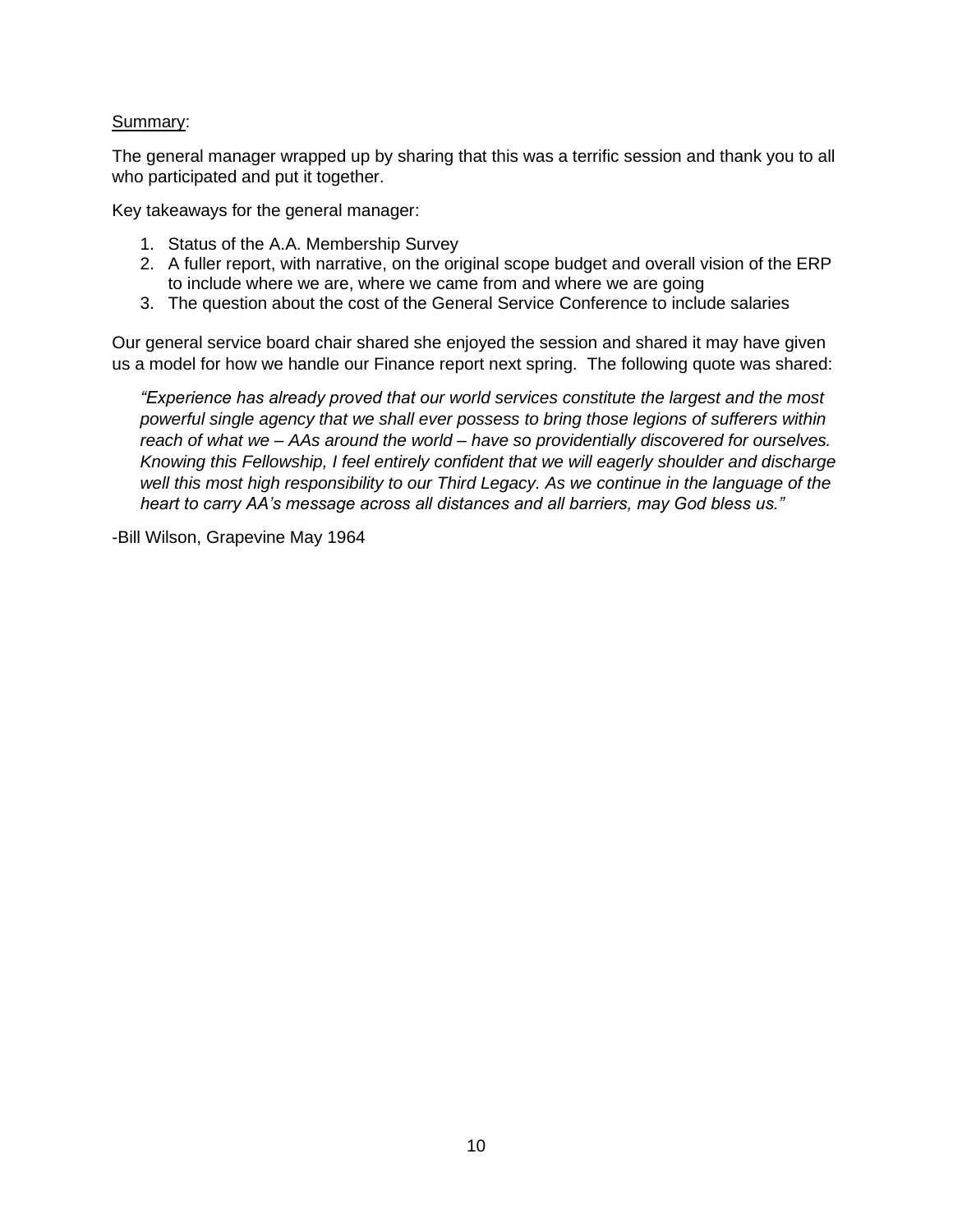Summary:

The general manager wrapped up by sharing that this was a terrific session and thank you to all who participated and put it together.

Key takeaways for the general manager:

1. Status of the A.A. Membership Survey
2. A fuller report, with narrative, on the original scope budget and overall vision of the ERP to include where we are, where we came from and where we are going
3. The question about the cost of the General Service Conference to include salaries

Our general service board chair shared she enjoyed the session and shared it may have given us a model for how we handle our Finance report next spring. The following quote was shared:

> *"Experience has already proved that our world services constitute the largest and the most powerful single agency that we shall ever possess to bring those legions of sufferers within reach of what we – AAs around the world – have so providentially discovered for ourselves. Knowing this Fellowship, I feel entirely confident that we will eagerly shoulder and discharge well this most high responsibility to our Third Legacy. As we continue in the language of the heart to carry AA's message across all distances and all barriers, may God bless us."*

-Bill Wilson, Grapevine May 1964